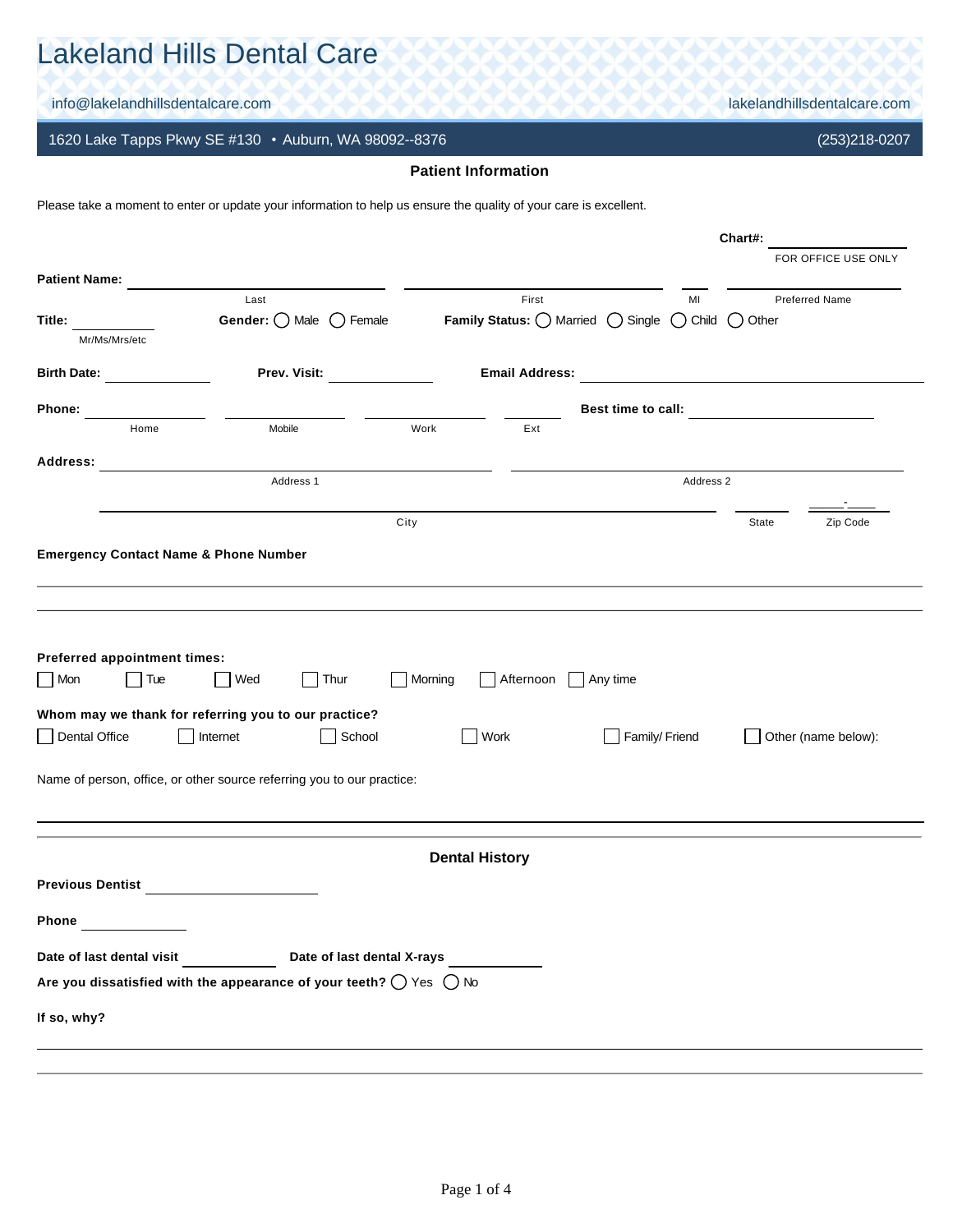# Lakeland Hills Dental Care

info@lakelandhillsdentalcare.com lakelandhillsdentalcare.com

1620 Lake Tapps Pkwy SE #130 • Auburn, WA 98092--8376 (253)218-0207

## Patient Information

Please take a moment to enter or update your information to help us ensure the quality of your care is excellent.

**Chart#:** ____________
FOR OFFICE USE ONLY

**Patient Name:** ____________ (Last) ____________ (First) ____ (MI) ____________ (Preferred Name)

**Title:** ________ (Mr/Ms/Mrs/etc) **Gender:** ◯ Male ◯ Female **Family Status:** ◯ Married ◯ Single ◯ Child ◯ Other

**Birth Date:** ____________ **Prev. Visit:** ____________ **Email Address:** ____________

**Phone:** ____________ (Home) ____________ (Mobile) ____________ (Work) ______ (Ext) **Best time to call:** ____________

**Address:** ____________ (Address 1) ____________ (Address 2)

____________ (City) ______ (State) _____-____ (Zip Code)

**Emergency Contact Name & Phone Number**

____________

____________

**Preferred appointment times:**

☐ Mon ☐ Tue ☐ Wed ☐ Thur ☐ Morning ☐ Afternoon ☐ Any time

**Whom may we thank for referring you to our practice?**

☐ Dental Office ☐ Internet ☐ School ☐ Work ☐ Family/ Friend ☐ Other (name below):

Name of person, office, or other source referring you to our practice:

____________

## Dental History

**Previous Dentist** ____________

**Phone** ____________

**Date of last dental visit** ____________ **Date of last dental X-rays** ____________

**Are you dissatisfied with the appearance of your teeth?** ◯ Yes ◯ No

**If so, why?**

____________

____________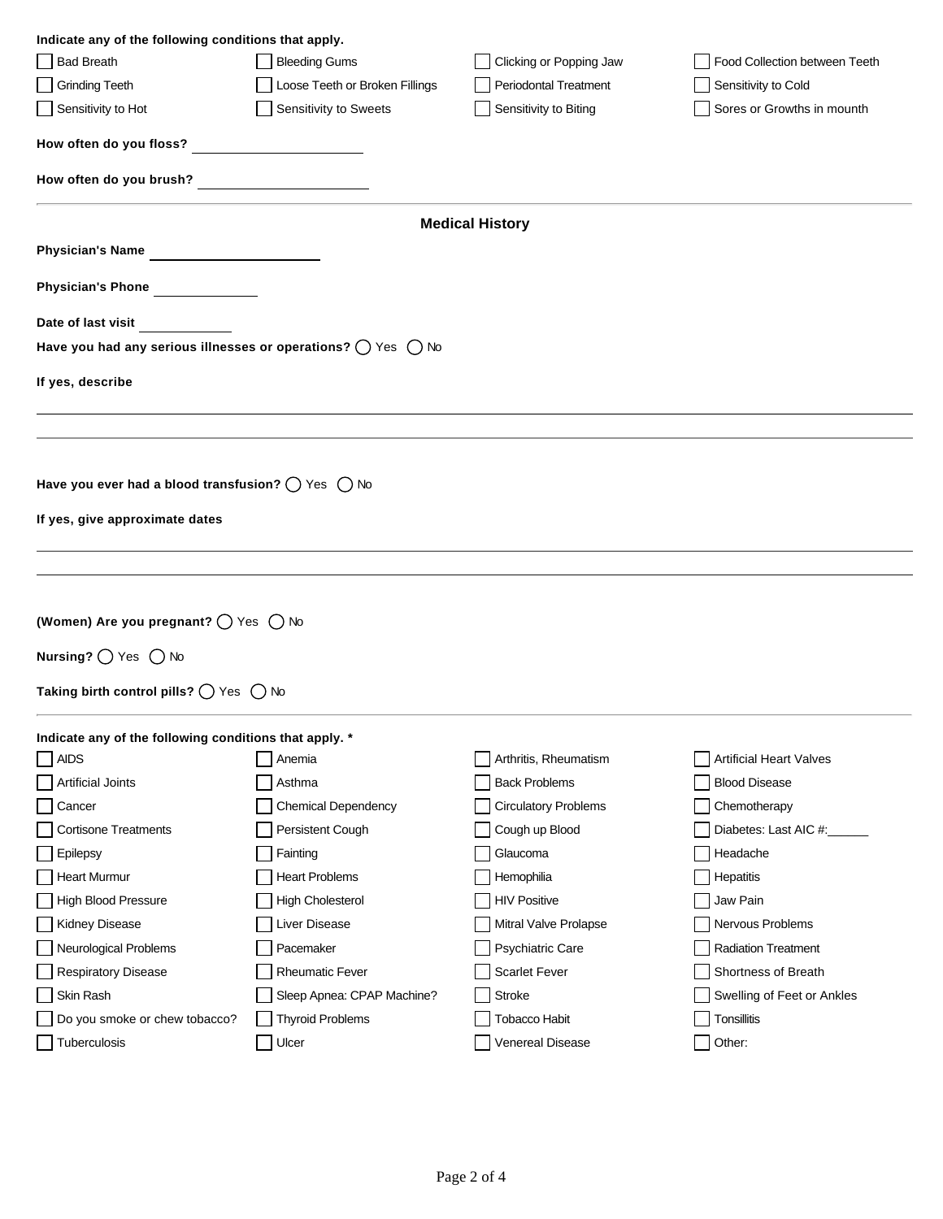**Indicate any of the following conditions that apply.**

- [ ] Bad Breath
- [ ] Bleeding Gums
- [ ] Clicking or Popping Jaw
- [ ] Food Collection between Teeth
- [ ] Grinding Teeth
- [ ] Loose Teeth or Broken Fillings
- [ ] Periodontal Treatment
- [ ] Sensitivity to Cold
- [ ] Sensitivity to Hot
- [ ] Sensitivity to Sweets
- [ ] Sensitivity to Biting
- [ ] Sores or Growths in mounth

**How often do you floss?** ____________________

**How often do you brush?** ____________________

---

## Medical History

**Physician's Name** ____________________

**Physician's Phone** ____________

**Date of last visit** ___________

**Have you had any serious illnesses or operations?** ◯ Yes ◯ No

**If yes, describe**

______________________________________________________________________

______________________________________________________________________

**Have you ever had a blood transfusion?** ◯ Yes ◯ No

**If yes, give approximate dates**

______________________________________________________________________

______________________________________________________________________

**(Women) Are you pregnant?** ◯ Yes ◯ No

**Nursing?** ◯ Yes ◯ No

**Taking birth control pills?** ◯ Yes ◯ No

---

**Indicate any of the following conditions that apply. ***

- [ ] AIDS
- [ ] Anemia
- [ ] Arthritis, Rheumatism
- [ ] Artificial Heart Valves
- [ ] Artificial Joints
- [ ] Asthma
- [ ] Back Problems
- [ ] Blood Disease
- [ ] Cancer
- [ ] Chemical Dependency
- [ ] Circulatory Problems
- [ ] Chemotherapy
- [ ] Cortisone Treatments
- [ ] Persistent Cough
- [ ] Cough up Blood
- [ ] Diabetes: Last AIC #:______
- [ ] Epilepsy
- [ ] Fainting
- [ ] Glaucoma
- [ ] Headache
- [ ] Heart Murmur
- [ ] Heart Problems
- [ ] Hemophilia
- [ ] Hepatitis
- [ ] High Blood Pressure
- [ ] High Cholesterol
- [ ] HIV Positive
- [ ] Jaw Pain
- [ ] Kidney Disease
- [ ] Liver Disease
- [ ] Mitral Valve Prolapse
- [ ] Nervous Problems
- [ ] Neurological Problems
- [ ] Pacemaker
- [ ] Psychiatric Care
- [ ] Radiation Treatment
- [ ] Respiratory Disease
- [ ] Rheumatic Fever
- [ ] Scarlet Fever
- [ ] Shortness of Breath
- [ ] Skin Rash
- [ ] Sleep Apnea: CPAP Machine?
- [ ] Stroke
- [ ] Swelling of Feet or Ankles
- [ ] Do you smoke or chew tobacco?
- [ ] Thyroid Problems
- [ ] Tobacco Habit
- [ ] Tonsillitis
- [ ] Tuberculosis
- [ ] Ulcer
- [ ] Venereal Disease
- [ ] Other: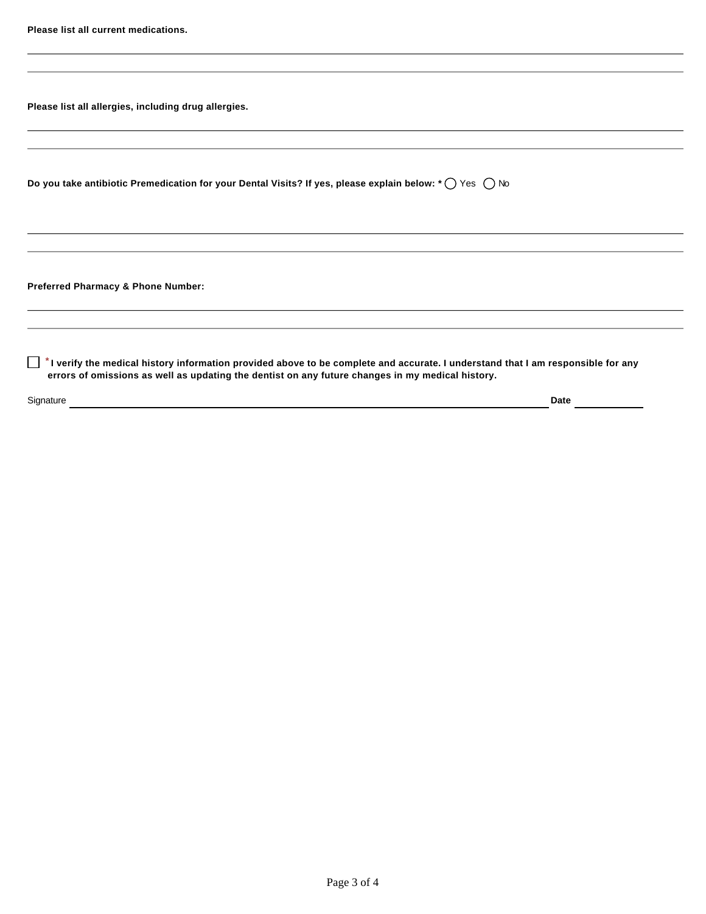**Please list all current medications.**

---

---

**Please list all allergies, including drug allergies.**

---

---

**Do you take antibiotic Premedication for your Dental Visits? If yes, please explain below: *** ◯ Yes ◯ No

---

---

**Preferred Pharmacy & Phone Number:**

---

---

☐ * **I verify the medical history information provided above to be complete and accurate. I understand that I am responsible for any errors of omissions as well as updating the dentist on any future changes in my medical history.**

Signature ______________________________ **Date** __________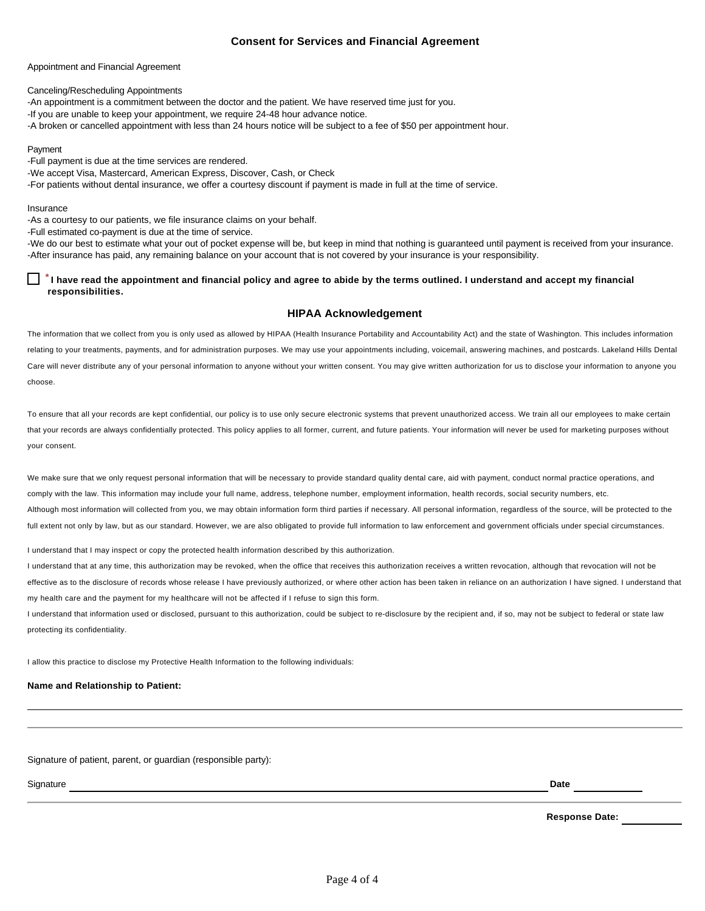## Consent for Services and Financial Agreement

Appointment and Financial Agreement

Canceling/Rescheduling Appointments
-An appointment is a commitment between the doctor and the patient. We have reserved time just for you.
-If you are unable to keep your appointment, we require 24-48 hour advance notice.
-A broken or cancelled appointment with less than 24 hours notice will be subject to a fee of $50 per appointment hour.

Payment
-Full payment is due at the time services are rendered.
-We accept Visa, Mastercard, American Express, Discover, Cash, or Check
-For patients without dental insurance, we offer a courtesy discount if payment is made in full at the time of service.

Insurance
-As a courtesy to our patients, we file insurance claims on your behalf.
-Full estimated co-payment is due at the time of service.
-We do our best to estimate what your out of pocket expense will be, but keep in mind that nothing is guaranteed until payment is received from your insurance.
-After insurance has paid, any remaining balance on your account that is not covered by your insurance is your responsibility.

☐ * **I have read the appointment and financial policy and agree to abide by the terms outlined. I understand and accept my financial responsibilities.**

## HIPAA Acknowledgement

The information that we collect from you is only used as allowed by HIPAA (Health Insurance Portability and Accountability Act) and the state of Washington. This includes information relating to your treatments, payments, and for administration purposes. We may use your appointments including, voicemail, answering machines, and postcards. Lakeland Hills Dental Care will never distribute any of your personal information to anyone without your written consent. You may give written authorization for us to disclose your information to anyone you choose.

To ensure that all your records are kept confidential, our policy is to use only secure electronic systems that prevent unauthorized access. We train all our employees to make certain that your records are always confidentially protected. This policy applies to all former, current, and future patients. Your information will never be used for marketing purposes without your consent.

We make sure that we only request personal information that will be necessary to provide standard quality dental care, aid with payment, conduct normal practice operations, and comply with the law. This information may include your full name, address, telephone number, employment information, health records, social security numbers, etc.
Although most information will collected from you, we may obtain information form third parties if necessary. All personal information, regardless of the source, will be protected to the full extent not only by law, but as our standard. However, we are also obligated to provide full information to law enforcement and government officials under special circumstances.

I understand that I may inspect or copy the protected health information described by this authorization.
I understand that at any time, this authorization may be revoked, when the office that receives this authorization receives a written revocation, although that revocation will not be effective as to the disclosure of records whose release I have previously authorized, or where other action has been taken in reliance on an authorization I have signed. I understand that my health care and the payment for my healthcare will not be affected if I refuse to sign this form.
I understand that information used or disclosed, pursuant to this authorization, could be subject to re-disclosure by the recipient and, if so, may not be subject to federal or state law protecting its confidentiality.

I allow this practice to disclose my Protective Health Information to the following individuals:

**Name and Relationship to Patient:**

______________________________________________________________________

______________________________________________________________________

Signature of patient, parent, or guardian (responsible party):

Signature ______________________________________________ **Date** ____________

**Response Date:** ____________